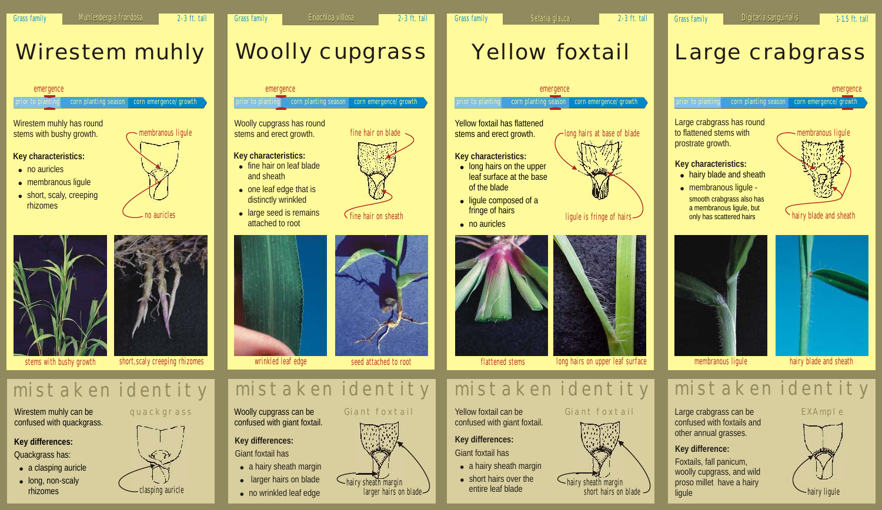Grass family — *Muhlenbergia frondosa* — 2-3 ft. tall

# Wirestem muhly

emergence

prior to planting | corn planting season | corn emergence/ growth

Wirestem muhly has round stems with bushy growth.

**Key characteristics:**

- no auricles
- membranous ligule
- short, scaly, creeping rhizomes

membranous ligule

no auricles

stems with bushy growth

short,scaly creeping rhizomes

## mistaken identity

Wirestem muhly can be confused with quackgrass.

**Key differences:**

Quackgrass has:

- a clasping auricle
- long, non-scaly rhizomes

quackgrass

clasping auricle

---

Grass family — *Eriochloa villosa* — 2-3 ft. tall

# Woolly cupgrass

emergence

prior to planting | corn planting season | corn emergence/ growth

Woolly cupgrass has round stems and erect growth.

**Key characteristics:**

- fine hair on leaf blade and sheath
- one leaf edge that is distinctly wrinkled
- large seed is remains attached to root

fine hair on blade

fine hair on sheath

wrinkled leaf edge

seed attached to root

## mistaken identity

Woolly cupgrass can be confused with giant foxtail.

**Key differences:**

Giant foxtail has

- a hairy sheath margin
- larger hairs on blade
- no wrinkled leaf edge

Giant foxtail

hairy sheath margin

larger hairs on blade

---

Grass family — *Setaria glauca* — 2-3 ft. tall

# Yellow foxtail

emergence

prior to planting | corn planting season | corn emergence/ growth

Yellow foxtail has flattened stems and erect growth.

**Key characteristics:**

- long hairs on the upper leaf surface at the base of the blade
- ligule composed of a fringe of hairs
- no auricles

long hairs at base of blade

ligule is fringe of hairs

flattened stems

long hairs on upper leaf surface

## mistaken identity

Yellow foxtail can be confused with giant foxtail.

**Key differences:**

Giant foxtail has

- a hairy sheath margin
- short hairs over the entire leaf blade

Giant foxtail

hairy sheath margin

short hairs on blade

---

Grass family — *Digitaria sanguinalis* — 1-1.5 ft. tall

# Large crabgrass

emergence

prior to planting | corn planting season | corn emergence/ growth

Large crabgrass has round to flattened stems with prostrate growth.

**Key characteristics:**

- hairy blade and sheath
- membranous ligule - smooth crabgrass also has a membranous ligule, but only has scattered hairs

membranous ligule

hairy blade and sheath

membranous ligule

hairy blade and sheath

## mistaken identity

Large crabgrass can be confused with foxtails and other annual grasses.

**Key difference:**

Foxtails, fall panicum, woolly cupgrass, and wild proso millet have a hairy ligule

EXAmple

hairy ligule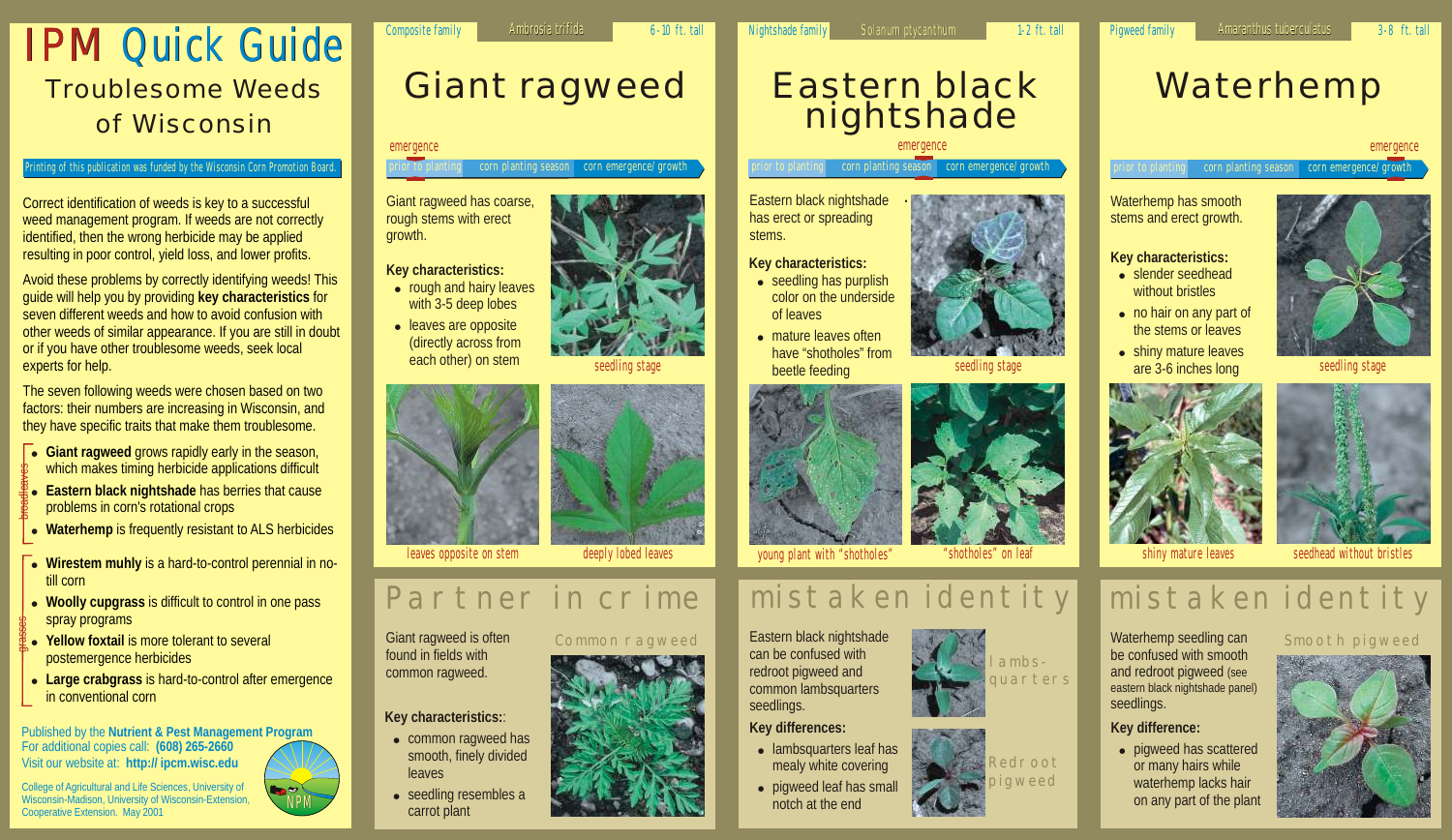# IPM Quick Guide

## Troublesome Weeds of Wisconsin

Printing of this publication was funded by the Wisconsin Corn Promotion Board.

Correct identification of weeds is key to a successful weed management program. If weeds are not correctly identified, then the wrong herbicide may be applied resulting in poor control, yield loss, and lower profits.

Avoid these problems by correctly identifying weeds! This guide will help you by providing **key characteristics** for seven different weeds and how to avoid confusion with other weeds of similar appearance. If you are still in doubt or if you have other troublesome weeds, seek local experts for help.

The seven following weeds were chosen based on two factors: their numbers are increasing in Wisconsin, and they have specific traits that make them troublesome.

broadleaves

- **Giant ragweed** grows rapidly early in the season, which makes timing herbicide applications difficult
- **Eastern black nightshade** has berries that cause problems in corn's rotational crops
- **Waterhemp** is frequently resistant to ALS herbicides

grasses

- **Wirestem muhly** is a hard-to-control perennial in no-till corn
- **Woolly cupgrass** is difficult to control in one pass spray programs
- **Yellow foxtail** is more tolerant to several postemergence herbicides
- **Large crabgrass** is hard-to-control after emergence in conventional corn

Published by the **Nutrient & Pest Management Program**
For additional copies call: **(608) 265-2660**
Visit our website at: **http:// ipcm.wisc.edu**

College of Agricultural and Life Sciences, University of Wisconsin-Madison, University of Wisconsin-Extension, Cooperative Extension. May 2001

NPM

---

Composite family | *Ambrosia trifida* | 6-10 ft. tall

# Giant ragweed

emergence

prior to planting | corn planting season | corn emergence/ growth

Giant ragweed has coarse, rough stems with erect growth.

**Key characteristics:**

- rough and hairy leaves with 3-5 deep lobes
- leaves are opposite (directly across from each other) on stem

seedling stage

leaves opposite on stem

deeply lobed leaves

## Partner in crime

Giant ragweed is often found in fields with common ragweed.

Common ragweed

**Key characteristics:**

- common ragweed has smooth, finely divided leaves
- seedling resembles a carrot plant

---

Nightshade family | *Solanum ptycanthum* | 1-2 ft. tall

# Eastern black nightshade

emergence

prior to planting | corn planting season | corn emergence/ growth

Eastern black nightshade has erect or spreading stems.

**Key characteristics:**

- seedling has purplish color on the underside of leaves
- mature leaves often have "shotholes" from beetle feeding

seedling stage

young plant with "shotholes"

"shotholes" on leaf

## mistaken identity

Eastern black nightshade can be confused with redroot pigweed and common lambsquarters seedlings.

Lambs-quarters

Redroot pigweed

**Key differences:**

- lambsquarters leaf has mealy white covering
- pigweed leaf has small notch at the end

---

Pigweed family | *Amaranthus tuberculatus* | 3-8 ft. tall

# Waterhemp

emergence

prior to planting | corn planting season | corn emergence/ growth

Waterhemp has smooth stems and erect growth.

**Key characteristics:**

- slender seedhead without bristles
- no hair on any part of the stems or leaves
- shiny mature leaves are 3-6 inches long

seedling stage

shiny mature leaves

seedhead without bristles

## mistaken identity

Waterhemp seedling can be confused with smooth and redroot pigweed (see eastern black nightshade panel) seedlings.

Smooth pigweed

**Key difference:**

- pigweed has scattered or many hairs while waterhemp lacks hair on any part of the plant